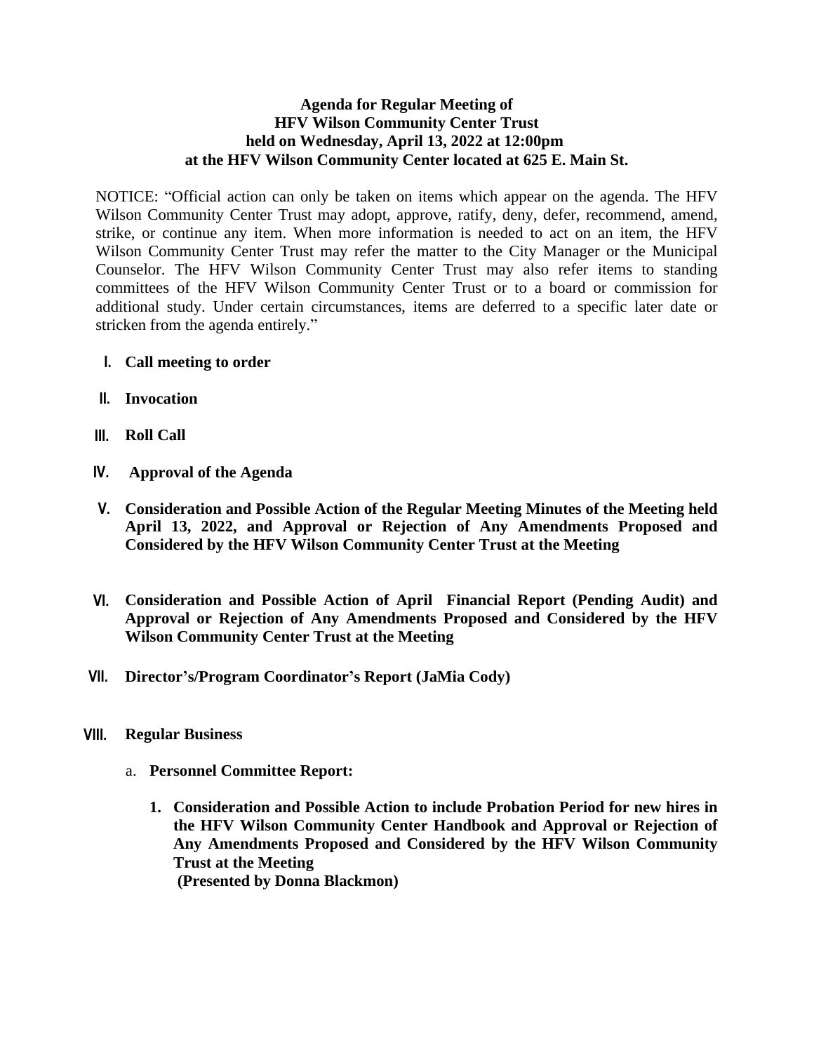**Agenda for Regular Meeting of**
**HFV Wilson Community Center Trust**
**held on Wednesday, April 13, 2022 at 12:00pm**
**at the HFV Wilson Community Center located at 625 E. Main St.**

NOTICE: "Official action can only be taken on items which appear on the agenda. The HFV Wilson Community Center Trust may adopt, approve, ratify, deny, defer, recommend, amend, strike, or continue any item. When more information is needed to act on an item, the HFV Wilson Community Center Trust may refer the matter to the City Manager or the Municipal Counselor. The HFV Wilson Community Center Trust may also refer items to standing committees of the HFV Wilson Community Center Trust or to a board or commission for additional study. Under certain circumstances, items are deferred to a specific later date or stricken from the agenda entirely."

I. **Call meeting to order**

II. **Invocation**

III. **Roll Call**

IV. **Approval of the Agenda**

V. **Consideration and Possible Action of the Regular Meeting Minutes of the Meeting held April 13, 2022, and Approval or Rejection of Any Amendments Proposed and Considered by the HFV Wilson Community Center Trust at the Meeting**

VI. **Consideration and Possible Action of April Financial Report (Pending Audit) and Approval or Rejection of Any Amendments Proposed and Considered by the HFV Wilson Community Center Trust at the Meeting**

VII. **Director's/Program Coordinator's Report (JaMia Cody)**

VIII. **Regular Business**

   a. **Personnel Committee Report:**

      1. **Consideration and Possible Action to include Probation Period for new hires in the HFV Wilson Community Center Handbook and Approval or Rejection of Any Amendments Proposed and Considered by the HFV Wilson Community Trust at the Meeting**
         **(Presented by Donna Blackmon)**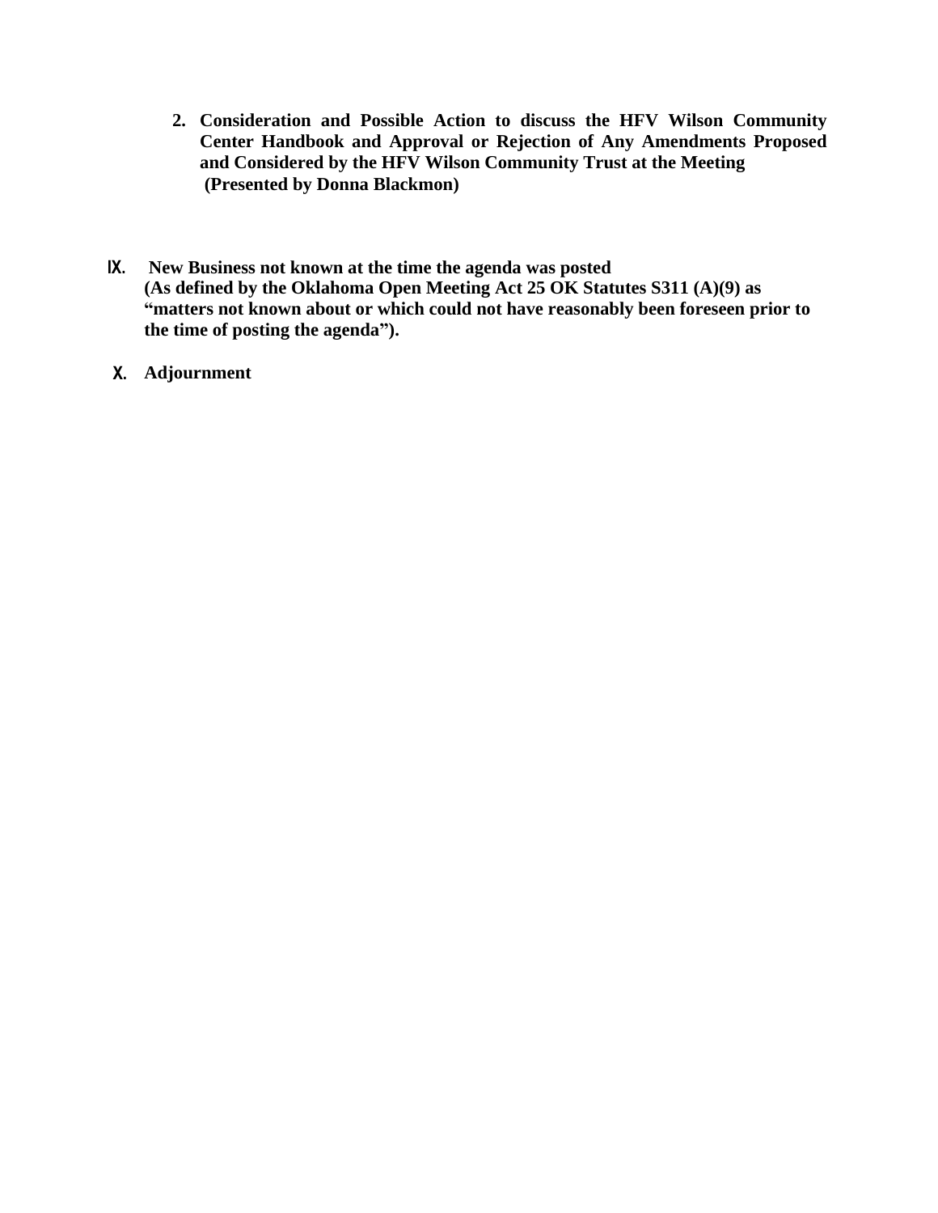2. **Consideration and Possible Action to discuss the HFV Wilson Community Center Handbook and Approval or Rejection of Any Amendments Proposed and Considered by the HFV Wilson Community Trust at the Meeting (Presented by Donna Blackmon)**

**IX. New Business not known at the time the agenda was posted (As defined by the Oklahoma Open Meeting Act 25 OK Statutes S311 (A)(9) as "matters not known about or which could not have reasonably been foreseen prior to the time of posting the agenda").**

**X. Adjournment**